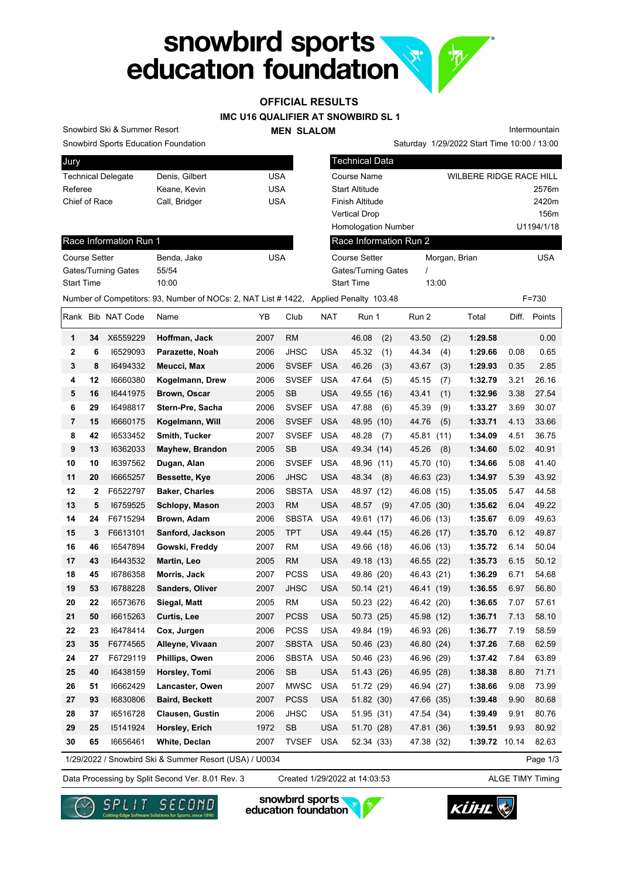# snowbird sports education foundation

## OFFICIAL RESULTS

### IMC U16 QUALIFIER AT SNOWBIRD SL 1

### MEN SLALOM

Snowbird Ski & Summer Resort
Snowbird Sports Education Foundation

Intermountain
Saturday 1/29/2022 Start Time 10:00 / 13:00

| Jury | | |
|---|---|---|
| Technical Delegate | Denis, Gilbert | USA |
| Referee | Keane, Kevin | USA |
| Chief of Race | Call, Bridger | USA |

| Technical Data | |
|---|---|
| Course Name | WILBERE RIDGE RACE HILL |
| Start Altitude | 2576m |
| Finish Altitude | 2420m |
| Vertical Drop | 156m |
| Homologation Number | U1194/1/18 |

| Race Information Run 1 | | |
|---|---|---|
| Course Setter | Benda, Jake | USA |
| Gates/Turning Gates | 55/54 | |
| Start Time | 10:00 | |

| Race Information Run 2 | | |
|---|---|---|
| Course Setter | Morgan, Brian | USA |
| Gates/Turning Gates | / | |
| Start Time | 13:00 | |

Number of Competitors: 93, Number of NOCs: 2, NAT List # 1422, Applied Penalty 103.48 F=730

| Rank | Bib | NAT Code | Name | YB | Club | NAT | Run 1 | Run 2 | Total | Diff. | Points |
|---|---|---|---|---|---|---|---|---|---|---|---|
| 1 | 34 | X6559229 | **Hoffman, Jack** | 2007 | RM | | 46.08 (2) | 43.50 (2) | **1:29.58** | | 0.00 |
| 2 | 6 | I6529093 | **Parazette, Noah** | 2006 | JHSC | USA | 45.32 (1) | 44.34 (4) | **1:29.66** | 0.08 | 0.65 |
| 3 | 8 | I6494332 | **Meucci, Max** | 2006 | SVSEF | USA | 46.26 (3) | 43.67 (3) | **1:29.93** | 0.35 | 2.85 |
| 4 | 12 | I6660380 | **Kogelmann, Drew** | 2006 | SVSEF | USA | 47.64 (5) | 45.15 (7) | **1:32.79** | 3.21 | 26.16 |
| 5 | 16 | I6441975 | **Brown, Oscar** | 2005 | SB | USA | 49.55 (16) | 43.41 (1) | **1:32.96** | 3.38 | 27.54 |
| 6 | 29 | I6498817 | **Stern-Pre, Sacha** | 2006 | SVSEF | USA | 47.88 (6) | 45.39 (9) | **1:33.27** | 3.69 | 30.07 |
| 7 | 15 | I6660175 | **Kogelmann, Will** | 2006 | SVSEF | USA | 48.95 (10) | 44.76 (5) | **1:33.71** | 4.13 | 33.66 |
| 8 | 42 | I6533452 | **Smith, Tucker** | 2007 | SVSEF | USA | 48.28 (7) | 45.81 (11) | **1:34.09** | 4.51 | 36.75 |
| 9 | 13 | I6362033 | **Mayhew, Brandon** | 2005 | SB | USA | 49.34 (14) | 45.26 (8) | **1:34.60** | 5.02 | 40.91 |
| 10 | 10 | I6397562 | **Dugan, Alan** | 2006 | SVSEF | USA | 48.96 (11) | 45.70 (10) | **1:34.66** | 5.08 | 41.40 |
| 11 | 20 | I6665257 | **Bessette, Kye** | 2006 | JHSC | USA | 48.34 (8) | 46.63 (23) | **1:34.97** | 5.39 | 43.92 |
| 12 | 2 | F6522797 | **Baker, Charles** | 2006 | SBSTA | USA | 48.97 (12) | 46.08 (15) | **1:35.05** | 5.47 | 44.58 |
| 13 | 5 | I6759525 | **Schlopy, Mason** | 2003 | RM | USA | 48.57 (9) | 47.05 (30) | **1:35.62** | 6.04 | 49.22 |
| 14 | 24 | F6715294 | **Brown, Adam** | 2006 | SBSTA | USA | 49.61 (17) | 46.06 (13) | **1:35.67** | 6.09 | 49.63 |
| 15 | 3 | F6613101 | **Sanford, Jackson** | 2005 | TPT | USA | 49.44 (15) | 46.26 (17) | **1:35.70** | 6.12 | 49.87 |
| 16 | 46 | I6547894 | **Gowski, Freddy** | 2007 | RM | USA | 49.66 (18) | 46.06 (13) | **1:35.72** | 6.14 | 50.04 |
| 17 | 43 | I6443532 | **Martin, Leo** | 2005 | RM | USA | 49.18 (13) | 46.55 (22) | **1:35.73** | 6.15 | 50.12 |
| 18 | 45 | I6786358 | **Morris, Jack** | 2007 | PCSS | USA | 49.86 (20) | 46.43 (21) | **1:36.29** | 6.71 | 54.68 |
| 19 | 53 | I6788228 | **Sanders, Oliver** | 2007 | JHSC | USA | 50.14 (21) | 46.41 (19) | **1:36.55** | 6.97 | 56.80 |
| 20 | 22 | I6573676 | **Siegal, Matt** | 2005 | RM | USA | 50.23 (22) | 46.42 (20) | **1:36.65** | 7.07 | 57.61 |
| 21 | 50 | I6615263 | **Curtis, Lee** | 2007 | PCSS | USA | 50.73 (25) | 45.98 (12) | **1:36.71** | 7.13 | 58.10 |
| 22 | 23 | I6478414 | **Cox, Jurgen** | 2006 | PCSS | USA | 49.84 (19) | 46.93 (26) | **1:36.77** | 7.19 | 58.59 |
| 23 | 35 | F6774565 | **Alleyne, Vivaan** | 2007 | SBSTA | USA | 50.46 (23) | 46.80 (24) | **1:37.26** | 7.68 | 62.59 |
| 24 | 27 | F6729119 | **Phillips, Owen** | 2006 | SBSTA | USA | 50.46 (23) | 46.96 (29) | **1:37.42** | 7.84 | 63.89 |
| 25 | 40 | I6438159 | **Horsley, Tomi** | 2006 | SB | USA | 51.43 (26) | 46.95 (28) | **1:38.38** | 8.80 | 71.71 |
| 26 | 51 | I6662429 | **Lancaster, Owen** | 2007 | MWSC | USA | 51.72 (29) | 46.94 (27) | **1:38.66** | 9.08 | 73.99 |
| 27 | 93 | I6830806 | **Baird, Beckett** | 2007 | PCSS | USA | 51.82 (30) | 47.66 (35) | **1:39.48** | 9.90 | 80.68 |
| 28 | 37 | I6516728 | **Clausen, Gustin** | 2006 | JHSC | USA | 51.95 (31) | 47.54 (34) | **1:39.49** | 9.91 | 80.76 |
| 29 | 25 | I5141924 | **Horsley, Erich** | 1972 | SB | USA | 51.70 (28) | 47.81 (36) | **1:39.51** | 9.93 | 80.92 |
| 30 | 65 | I6656461 | **White, Declan** | 2007 | TVSEF | USA | 52.34 (33) | 47.38 (32) | **1:39.72** | 10.14 | 82.63 |

1/29/2022 / Snowbird Ski & Summer Resort (USA) / U0034

Data Processing by Split Second Ver. 8.01 Rev. 3 Created 1/29/2022 at 14:03:53 ALGE TIMY Timing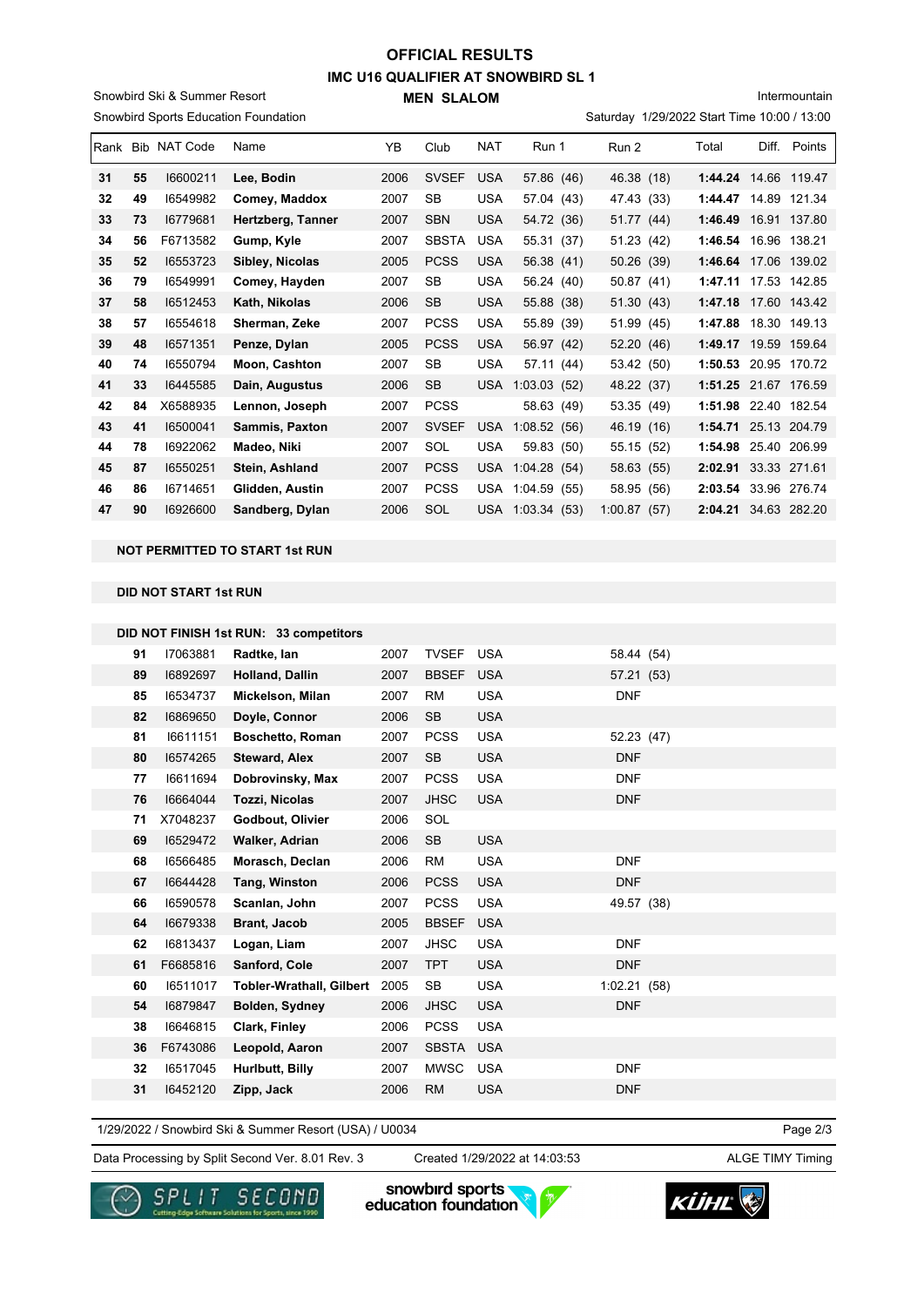# OFFICIAL RESULTS

## IMC U16 QUALIFIER AT SNOWBIRD SL 1

### MEN SLALOM

Snowbird Ski & Summer Resort
Snowbird Sports Education Foundation

Intermountain
Saturday 1/29/2022 Start Time 10:00 / 13:00

| Rank | Bib | NAT Code | Name | YB | Club | NAT | Run 1 | Run 2 | Total | Diff. | Points |
|---|---|---|---|---|---|---|---|---|---|---|---|
| 31 | 55 | I6600211 | **Lee, Bodin** | 2006 | SVSEF | USA | 57.86 (46) | 46.38 (18) | **1:44.24** | 14.66 | 119.47 |
| 32 | 49 | I6549982 | **Comey, Maddox** | 2007 | SB | USA | 57.04 (43) | 47.43 (33) | **1:44.47** | 14.89 | 121.34 |
| 33 | 73 | I6779681 | **Hertzberg, Tanner** | 2007 | SBN | USA | 54.72 (36) | 51.77 (44) | **1:46.49** | 16.91 | 137.80 |
| 34 | 56 | F6713582 | **Gump, Kyle** | 2007 | SBSTA | USA | 55.31 (37) | 51.23 (42) | **1:46.54** | 16.96 | 138.21 |
| 35 | 52 | I6553723 | **Sibley, Nicolas** | 2005 | PCSS | USA | 56.38 (41) | 50.26 (39) | **1:46.64** | 17.06 | 139.02 |
| 36 | 79 | I6549991 | **Comey, Hayden** | 2007 | SB | USA | 56.24 (40) | 50.87 (41) | **1:47.11** | 17.53 | 142.85 |
| 37 | 58 | I6512453 | **Kath, Nikolas** | 2006 | SB | USA | 55.88 (38) | 51.30 (43) | **1:47.18** | 17.60 | 143.42 |
| 38 | 57 | I6554618 | **Sherman, Zeke** | 2007 | PCSS | USA | 55.89 (39) | 51.99 (45) | **1:47.88** | 18.30 | 149.13 |
| 39 | 48 | I6571351 | **Penze, Dylan** | 2005 | PCSS | USA | 56.97 (42) | 52.20 (46) | **1:49.17** | 19.59 | 159.64 |
| 40 | 74 | I6550794 | **Moon, Cashton** | 2007 | SB | USA | 57.11 (44) | 53.42 (50) | **1:50.53** | 20.95 | 170.72 |
| 41 | 33 | I6445585 | **Dain, Augustus** | 2006 | SB | USA | 1:03.03 (52) | 48.22 (37) | **1:51.25** | 21.67 | 176.59 |
| 42 | 84 | X6588935 | **Lennon, Joseph** | 2007 | PCSS | | 58.63 (49) | 53.35 (49) | **1:51.98** | 22.40 | 182.54 |
| 43 | 41 | I6500041 | **Sammis, Paxton** | 2007 | SVSEF | USA | 1:08.52 (56) | 46.19 (16) | **1:54.71** | 25.13 | 204.79 |
| 44 | 78 | I6922062 | **Madeo, Niki** | 2007 | SOL | USA | 59.83 (50) | 55.15 (52) | **1:54.98** | 25.40 | 206.99 |
| 45 | 87 | I6550251 | **Stein, Ashland** | 2007 | PCSS | USA | 1:04.28 (54) | 58.63 (55) | **2:02.91** | 33.33 | 271.61 |
| 46 | 86 | I6714651 | **Glidden, Austin** | 2007 | PCSS | USA | 1:04.59 (55) | 58.95 (56) | **2:03.54** | 33.96 | 276.74 |
| 47 | 90 | I6926600 | **Sandberg, Dylan** | 2006 | SOL | USA | 1:03.34 (53) | 1:00.87 (57) | **2:04.21** | 34.63 | 282.20 |

**NOT PERMITTED TO START 1st RUN**

**DID NOT START 1st RUN**

**DID NOT FINISH 1st RUN: 33 competitors**

| Bib | NAT Code | Name | YB | Club | NAT | Run 2 |
|---|---|---|---|---|---|---|
| 91 | I7063881 | **Radtke, Ian** | 2007 | TVSEF | USA | 58.44 (54) |
| 89 | I6892697 | **Holland, Dallin** | 2007 | BBSEF | USA | 57.21 (53) |
| 85 | I6534737 | **Mickelson, Milan** | 2007 | RM | USA | DNF |
| 82 | I6869650 | **Doyle, Connor** | 2006 | SB | USA | |
| 81 | I6611151 | **Boschetto, Roman** | 2007 | PCSS | USA | 52.23 (47) |
| 80 | I6574265 | **Steward, Alex** | 2007 | SB | USA | DNF |
| 77 | I6611694 | **Dobrovinsky, Max** | 2007 | PCSS | USA | DNF |
| 76 | I6664044 | **Tozzi, Nicolas** | 2007 | JHSC | USA | DNF |
| 71 | X7048237 | **Godbout, Olivier** | 2006 | SOL | | |
| 69 | I6529472 | **Walker, Adrian** | 2006 | SB | USA | |
| 68 | I6566485 | **Morasch, Declan** | 2006 | RM | USA | DNF |
| 67 | I6644428 | **Tang, Winston** | 2006 | PCSS | USA | DNF |
| 66 | I6590578 | **Scanlan, John** | 2007 | PCSS | USA | 49.57 (38) |
| 64 | I6679338 | **Brant, Jacob** | 2005 | BBSEF | USA | |
| 62 | I6813437 | **Logan, Liam** | 2007 | JHSC | USA | DNF |
| 61 | F6685816 | **Sanford, Cole** | 2007 | TPT | USA | DNF |
| 60 | I6511017 | **Tobler-Wrathall, Gilbert** | 2005 | SB | USA | 1:02.21 (58) |
| 54 | I6879847 | **Bolden, Sydney** | 2006 | JHSC | USA | DNF |
| 38 | I6646815 | **Clark, Finley** | 2006 | PCSS | USA | |
| 36 | F6743086 | **Leopold, Aaron** | 2007 | SBSTA | USA | |
| 32 | I6517045 | **Hurlbutt, Billy** | 2007 | MWSC | USA | DNF |
| 31 | I6452120 | **Zipp, Jack** | 2006 | RM | USA | DNF |

1/29/2022 / Snowbird Ski & Summer Resort (USA) / U0034

Data Processing by Split Second Ver. 8.01 Rev. 3 — Created 1/29/2022 at 14:03:53 — ALGE TIMY Timing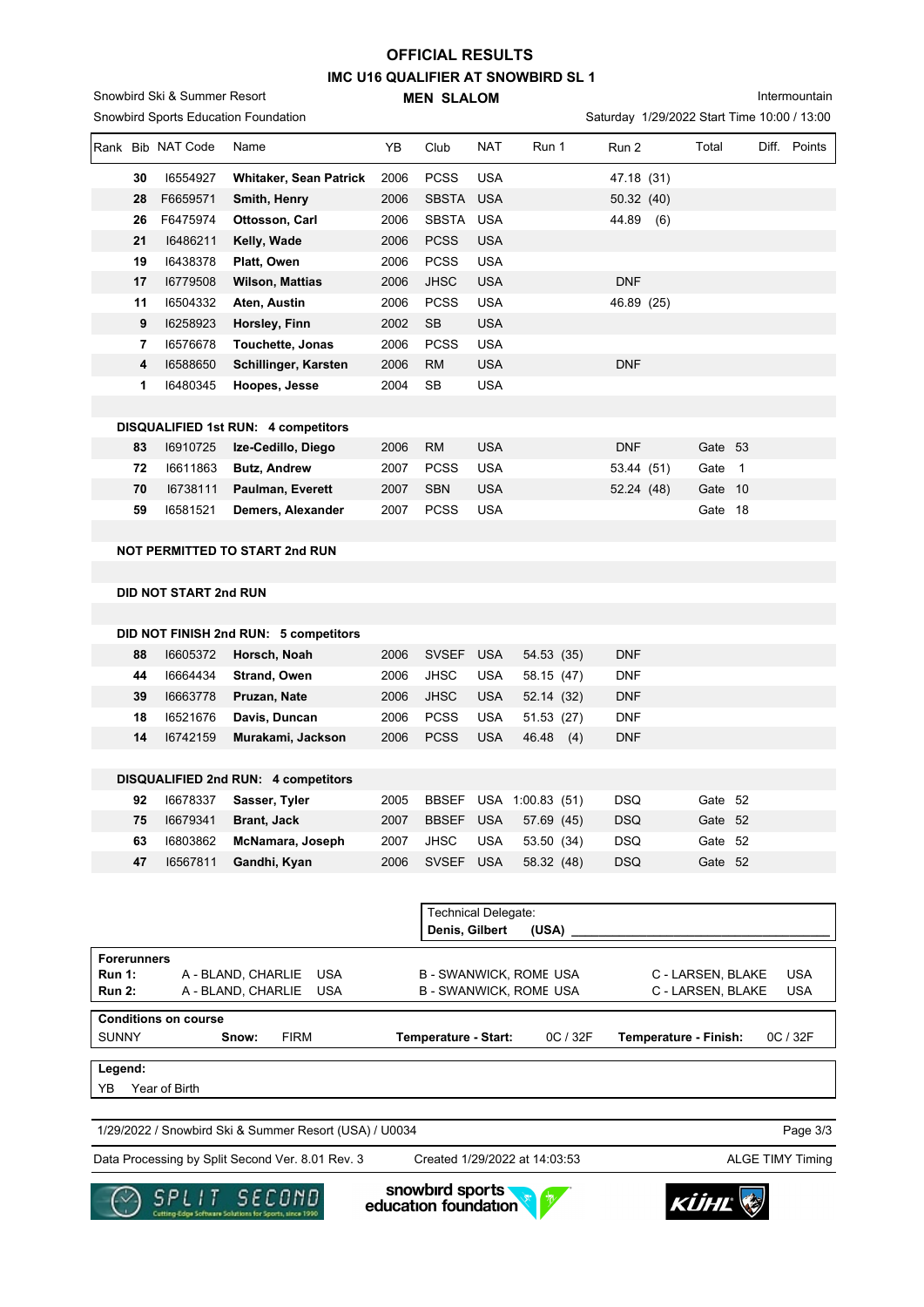# OFFICIAL RESULTS

## IMC U16 QUALIFIER AT SNOWBIRD SL 1

### MEN SLALOM

Snowbird Ski & Summer Resort
Snowbird Sports Education Foundation

Intermountain
Saturday 1/29/2022 Start Time 10:00 / 13:00

| Rank | Bib | NAT Code | Name | YB | Club | NAT | Run 1 | Run 2 | Total | Diff. | Points |
|---|---|---|---|---|---|---|---|---|---|---|---|
| | 30 | I6554927 | **Whitaker, Sean Patrick** | 2006 | PCSS | USA | | 47.18 (31) | | | |
| | 28 | F6659571 | **Smith, Henry** | 2006 | SBSTA | USA | | 50.32 (40) | | | |
| | 26 | F6475974 | **Ottosson, Carl** | 2006 | SBSTA | USA | | 44.89 (6) | | | |
| | 21 | I6486211 | **Kelly, Wade** | 2006 | PCSS | USA | | | | | |
| | 19 | I6438378 | **Platt, Owen** | 2006 | PCSS | USA | | | | | |
| | 17 | I6779508 | **Wilson, Mattias** | 2006 | JHSC | USA | | DNF | | | |
| | 11 | I6504332 | **Aten, Austin** | 2006 | PCSS | USA | | 46.89 (25) | | | |
| | 9 | I6258923 | **Horsley, Finn** | 2002 | SB | USA | | | | | |
| | 7 | I6576678 | **Touchette, Jonas** | 2006 | PCSS | USA | | | | | |
| | 4 | I6588650 | **Schillinger, Karsten** | 2006 | RM | USA | | DNF | | | |
| | 1 | I6480345 | **Hoopes, Jesse** | 2004 | SB | USA | | | | | |
| | | | **DISQUALIFIED 1st RUN: 4 competitors** | | | | | | | | |
| | 83 | I6910725 | **Ize-Cedillo, Diego** | 2006 | RM | USA | | DNF | Gate 53 | | |
| | 72 | I6611863 | **Butz, Andrew** | 2007 | PCSS | USA | | 53.44 (51) | Gate 1 | | |
| | 70 | I6738111 | **Paulman, Everett** | 2007 | SBN | USA | | 52.24 (48) | Gate 10 | | |
| | 59 | I6581521 | **Demers, Alexander** | 2007 | PCSS | USA | | | Gate 18 | | |
| | | | **NOT PERMITTED TO START 2nd RUN** | | | | | | | | |
| | | | **DID NOT START 2nd RUN** | | | | | | | | |
| | | | **DID NOT FINISH 2nd RUN: 5 competitors** | | | | | | | | |
| | 88 | I6605372 | **Horsch, Noah** | 2006 | SVSEF | USA | 54.53 (35) | DNF | | | |
| | 44 | I6664434 | **Strand, Owen** | 2006 | JHSC | USA | 58.15 (47) | DNF | | | |
| | 39 | I6663778 | **Pruzan, Nate** | 2006 | JHSC | USA | 52.14 (32) | DNF | | | |
| | 18 | I6521676 | **Davis, Duncan** | 2006 | PCSS | USA | 51.53 (27) | DNF | | | |
| | 14 | I6742159 | **Murakami, Jackson** | 2006 | PCSS | USA | 46.48 (4) | DNF | | | |
| | | | **DISQUALIFIED 2nd RUN: 4 competitors** | | | | | | | | |
| | 92 | I6678337 | **Sasser, Tyler** | 2005 | BBSEF | USA | 1:00.83 (51) | DSQ | Gate 52 | | |
| | 75 | I6679341 | **Brant, Jack** | 2007 | BBSEF | USA | 57.69 (45) | DSQ | Gate 52 | | |
| | 63 | I6803862 | **McNamara, Joseph** | 2007 | JHSC | USA | 53.50 (34) | DSQ | Gate 52 | | |
| | 47 | I6567811 | **Gandhi, Kyan** | 2006 | SVSEF | USA | 58.32 (48) | DSQ | Gate 52 | | |

Technical Delegate:
**Denis, Gilbert (USA)**

**Forerunners**

| | | | |
|---|---|---|---|
| **Run 1:** | A - BLAND, CHARLIE USA | B - SWANWICK, ROME USA | C - LARSEN, BLAKE USA |
| **Run 2:** | A - BLAND, CHARLIE USA | B - SWANWICK, ROME USA | C - LARSEN, BLAKE USA |

**Conditions on course**

SUNNY | **Snow:** FIRM | **Temperature - Start:** 0C / 32F | **Temperature - Finish:** 0C / 32F

**Legend:**
YB Year of Birth

1/29/2022 / Snowbird Ski & Summer Resort (USA) / U0034

Data Processing by Split Second Ver. 8.01 Rev. 3 | Created 1/29/2022 at 14:03:53 | ALGE TIMY Timing